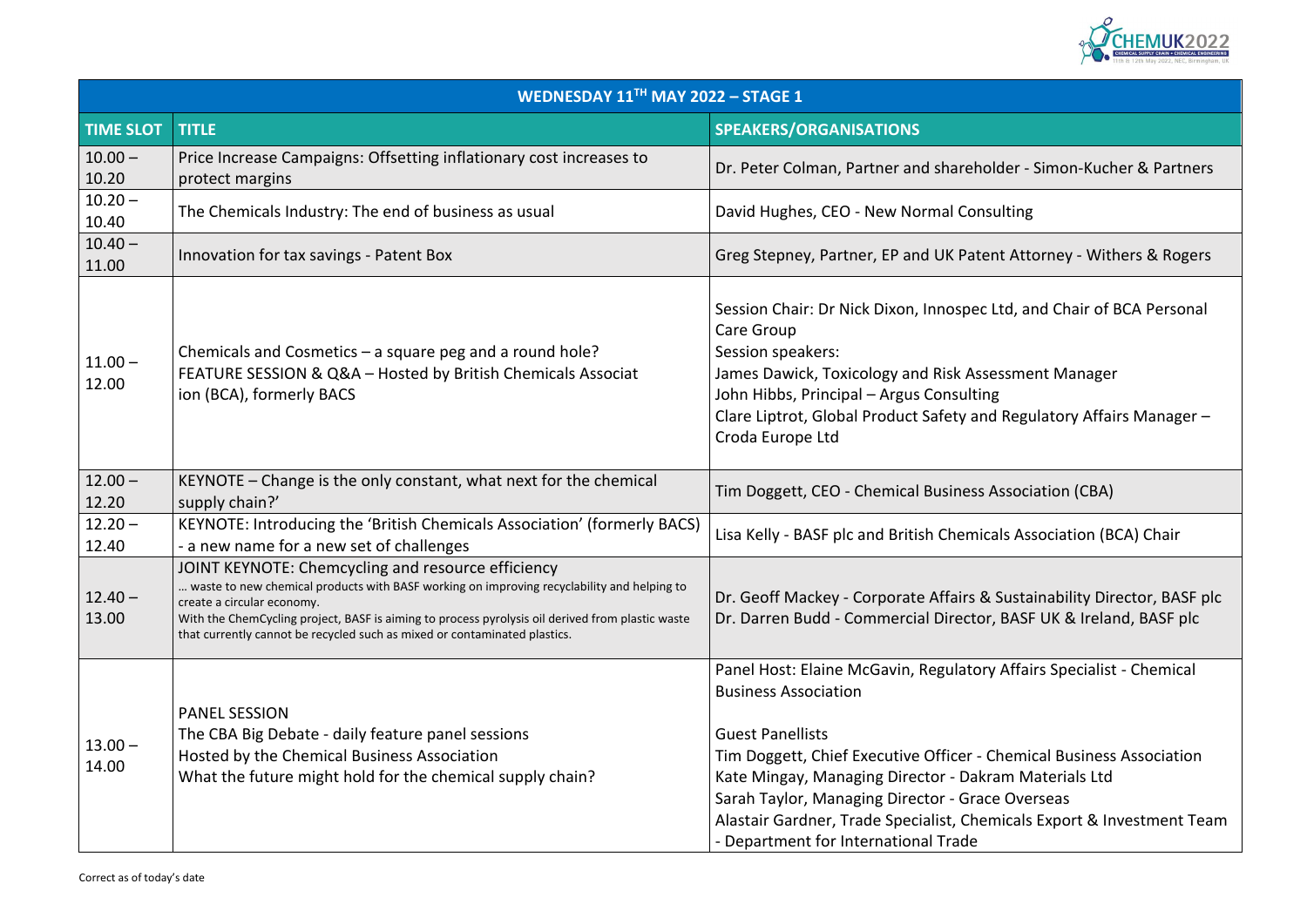| WEDNESDAY 11TH MAY 2022 – STAGE 1 | | |
|---|---|---|
| **TIME SLOT** | **TITLE** | **SPEAKERS/ORGANISATIONS** |
| 10.00 – 10.20 | Price Increase Campaigns: Offsetting inflationary cost increases to protect margins | Dr. Peter Colman, Partner and shareholder - Simon-Kucher & Partners |
| 10.20 – 10.40 | The Chemicals Industry: The end of business as usual | David Hughes, CEO - New Normal Consulting |
| 10.40 – 11.00 | Innovation for tax savings - Patent Box | Greg Stepney, Partner, EP and UK Patent Attorney - Withers & Rogers |
| 11.00 – 12.00 | Chemicals and Cosmetics – a square peg and a round hole?<br>FEATURE SESSION & Q&A – Hosted by British Chemicals Associat ion (BCA), formerly BACS | Session Chair: Dr Nick Dixon, Innospec Ltd, and Chair of BCA Personal Care Group<br>Session speakers:<br>James Dawick, Toxicology and Risk Assessment Manager<br>John Hibbs, Principal – Argus Consulting<br>Clare Liptrot, Global Product Safety and Regulatory Affairs Manager – Croda Europe Ltd |
| 12.00 – 12.20 | KEYNOTE – Change is the only constant, what next for the chemical supply chain?' | Tim Doggett, CEO - Chemical Business Association (CBA) |
| 12.20 – 12.40 | KEYNOTE: Introducing the 'British Chemicals Association' (formerly BACS) - a new name for a new set of challenges | Lisa Kelly - BASF plc and British Chemicals Association (BCA) Chair |
| 12.40 – 13.00 | JOINT KEYNOTE: Chemcycling and resource efficiency<br>… waste to new chemical products with BASF working on improving recyclability and helping to create a circular economy.<br>With the ChemCycling project, BASF is aiming to process pyrolysis oil derived from plastic waste that currently cannot be recycled such as mixed or contaminated plastics. | Dr. Geoff Mackey - Corporate Affairs & Sustainability Director, BASF plc<br>Dr. Darren Budd - Commercial Director, BASF UK & Ireland, BASF plc |
| 13.00 – 14.00 | PANEL SESSION<br>The CBA Big Debate - daily feature panel sessions<br>Hosted by the Chemical Business Association<br>What the future might hold for the chemical supply chain? | Panel Host: Elaine McGavin, Regulatory Affairs Specialist - Chemical Business Association<br><br>Guest Panellists<br>Tim Doggett, Chief Executive Officer - Chemical Business Association<br>Kate Mingay, Managing Director - Dakram Materials Ltd<br>Sarah Taylor, Managing Director - Grace Overseas<br>Alastair Gardner, Trade Specialist, Chemicals Export & Investment Team - Department for International Trade |

Correct as of today's date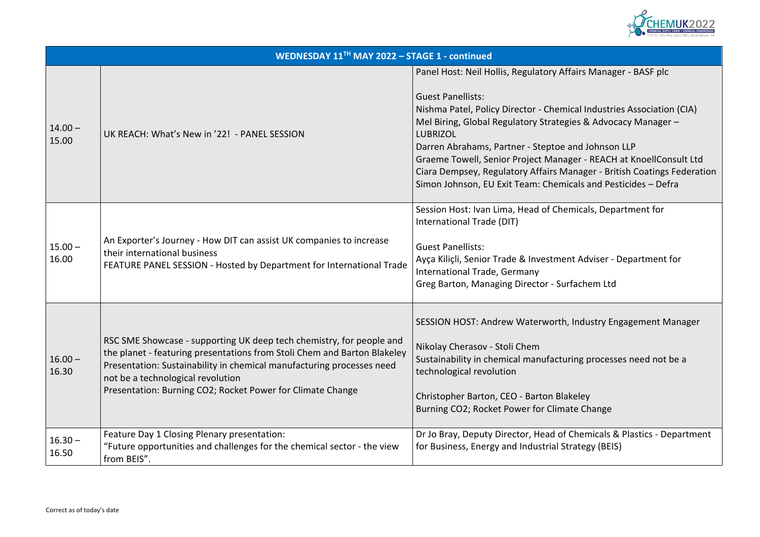| WEDNESDAY 11TH MAY 2022 – STAGE 1 - continued | | |
|---|---|---|
| 14.00 – 15.00 | UK REACH: What's New in '22! - PANEL SESSION | Panel Host: Neil Hollis, Regulatory Affairs Manager - BASF plc<br><br>Guest Panellists:<br>Nishma Patel, Policy Director - Chemical Industries Association (CIA)<br>Mel Biring, Global Regulatory Strategies & Advocacy Manager – LUBRIZOL<br>Darren Abrahams, Partner - Steptoe and Johnson LLP<br>Graeme Towell, Senior Project Manager - REACH at KnoellConsult Ltd<br>Ciara Dempsey, Regulatory Affairs Manager - British Coatings Federation<br>Simon Johnson, EU Exit Team: Chemicals and Pesticides – Defra |
| 15.00 – 16.00 | An Exporter's Journey - How DIT can assist UK companies to increase their international business<br>FEATURE PANEL SESSION - Hosted by Department for International Trade | Session Host: Ivan Lima, Head of Chemicals, Department for International Trade (DIT)<br><br>Guest Panellists:<br>Ayça Kiliçli, Senior Trade & Investment Adviser - Department for International Trade, Germany<br>Greg Barton, Managing Director - Surfachem Ltd |
| 16.00 – 16.30 | RSC SME Showcase - supporting UK deep tech chemistry, for people and the planet - featuring presentations from Stoli Chem and Barton Blakeley<br>Presentation: Sustainability in chemical manufacturing processes need not be a technological revolution<br>Presentation: Burning CO2; Rocket Power for Climate Change | SESSION HOST: Andrew Waterworth, Industry Engagement Manager<br><br>Nikolay Cherasov - Stoli Chem<br>Sustainability in chemical manufacturing processes need not be a technological revolution<br><br>Christopher Barton, CEO - Barton Blakeley<br>Burning CO2; Rocket Power for Climate Change |
| 16.30 – 16.50 | Feature Day 1 Closing Plenary presentation:<br>"Future opportunities and challenges for the chemical sector - the view from BEIS". | Dr Jo Bray, Deputy Director, Head of Chemicals & Plastics - Department for Business, Energy and Industrial Strategy (BEIS) |

Correct as of today's date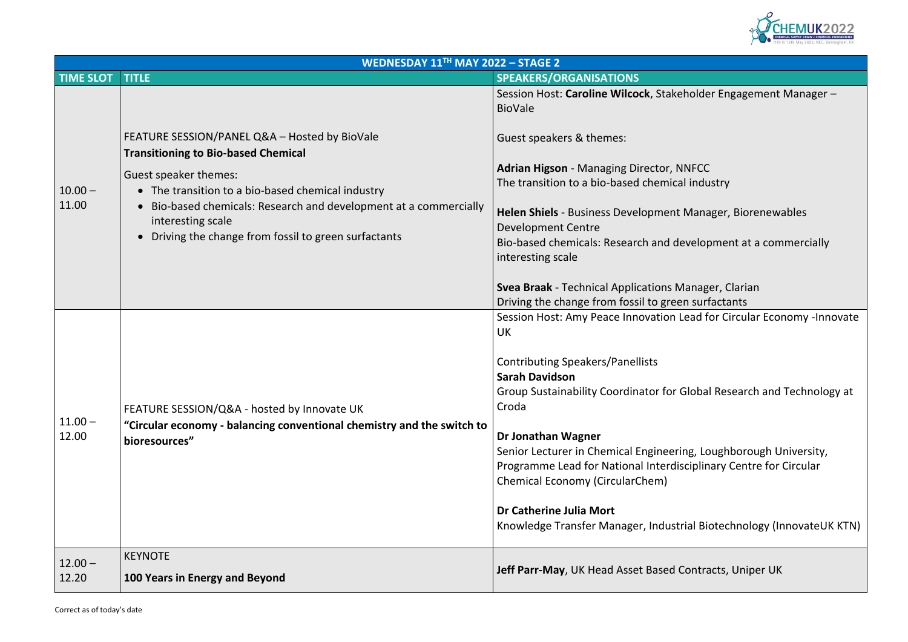| WEDNESDAY 11TH MAY 2022 – STAGE 2 | | |
|---|---|---|
| **TIME SLOT** | **TITLE** | **SPEAKERS/ORGANISATIONS** |
| 10.00 – 11.00 | FEATURE SESSION/PANEL Q&A – Hosted by BioVale<br>**Transitioning to Bio-based Chemical**<br><br>Guest speaker themes:<br>• The transition to a bio-based chemical industry<br>• Bio-based chemicals: Research and development at a commercially interesting scale<br>• Driving the change from fossil to green surfactants | Session Host: **Caroline Wilcock**, Stakeholder Engagement Manager – BioVale<br><br>Guest speakers & themes:<br><br>**Adrian Higson** - Managing Director, NNFCC<br>The transition to a bio-based chemical industry<br><br>**Helen Shiels** - Business Development Manager, Biorenewables Development Centre<br>Bio-based chemicals: Research and development at a commercially interesting scale<br><br>**Svea Braak** - Technical Applications Manager, Clarian<br>Driving the change from fossil to green surfactants |
| 11.00 – 12.00 | FEATURE SESSION/Q&A - hosted by Innovate UK<br>**"Circular economy - balancing conventional chemistry and the switch to bioresources"** | Session Host: Amy Peace Innovation Lead for Circular Economy -Innovate UK<br><br>Contributing Speakers/Panellists<br>**Sarah Davidson**<br>Group Sustainability Coordinator for Global Research and Technology at Croda<br><br>**Dr Jonathan Wagner**<br>Senior Lecturer in Chemical Engineering, Loughborough University, Programme Lead for National Interdisciplinary Centre for Circular Chemical Economy (CircularChem)<br><br>**Dr Catherine Julia Mort**<br>Knowledge Transfer Manager, Industrial Biotechnology (InnovateUK KTN) |
| 12.00 – 12.20 | KEYNOTE<br><br>**100 Years in Energy and Beyond** | **Jeff Parr-May**, UK Head Asset Based Contracts, Uniper UK |

Correct as of today's date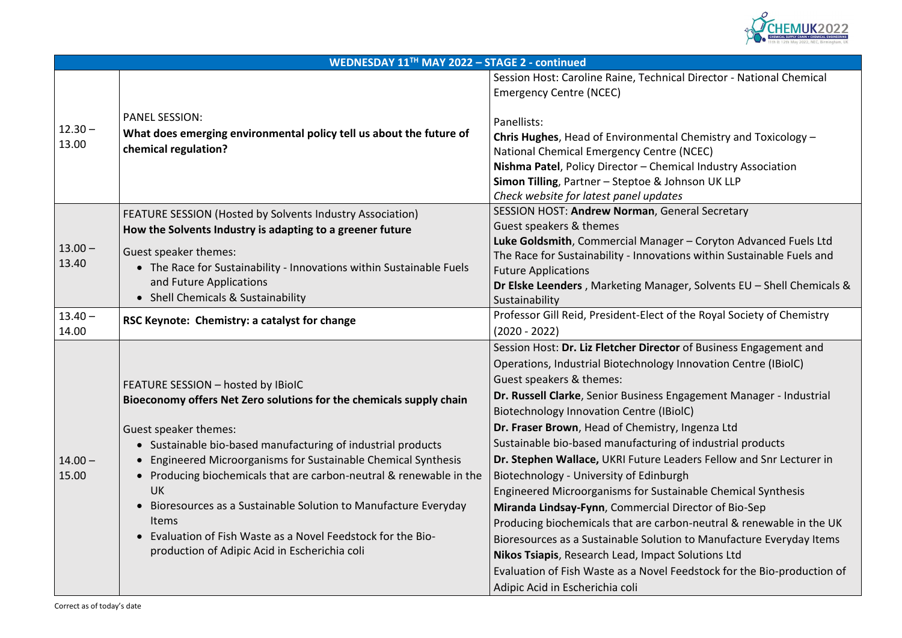| WEDNESDAY 11TH MAY 2022 – STAGE 2 - continued | | |
|---|---|---|
| 12.30 – 13.00 | PANEL SESSION:<br>**What does emerging environmental policy tell us about the future of chemical regulation?** | Session Host: Caroline Raine, Technical Director - National Chemical Emergency Centre (NCEC)<br><br>Panellists:<br>**Chris Hughes**, Head of Environmental Chemistry and Toxicology – National Chemical Emergency Centre (NCEC)<br>**Nishma Patel**, Policy Director – Chemical Industry Association<br>**Simon Tilling**, Partner – Steptoe & Johnson UK LLP<br>*Check website for latest panel updates* |
| 13.00 – 13.40 | FEATURE SESSION (Hosted by Solvents Industry Association)<br>**How the Solvents Industry is adapting to a greener future**<br><br>Guest speaker themes:<br>• The Race for Sustainability - Innovations within Sustainable Fuels and Future Applications<br>• Shell Chemicals & Sustainability | SESSION HOST: **Andrew Norman**, General Secretary<br>Guest speakers & themes<br>**Luke Goldsmith**, Commercial Manager – Coryton Advanced Fuels Ltd<br>The Race for Sustainability - Innovations within Sustainable Fuels and Future Applications<br>**Dr Elske Leenders** , Marketing Manager, Solvents EU – Shell Chemicals & Sustainability |
| 13.40 – 14.00 | **RSC Keynote: Chemistry: a catalyst for change** | Professor Gill Reid, President-Elect of the Royal Society of Chemistry (2020 - 2022) |
| 14.00 – 15.00 | FEATURE SESSION – hosted by IBioIC<br>**Bioeconomy offers Net Zero solutions for the chemicals supply chain**<br><br>Guest speaker themes:<br>• Sustainable bio-based manufacturing of industrial products<br>• Engineered Microorganisms for Sustainable Chemical Synthesis<br>• Producing biochemicals that are carbon-neutral & renewable in the UK<br>• Bioresources as a Sustainable Solution to Manufacture Everyday Items<br>• Evaluation of Fish Waste as a Novel Feedstock for the Bio-production of Adipic Acid in Escherichia coli | Session Host: **Dr. Liz Fletcher Director** of Business Engagement and Operations, Industrial Biotechnology Innovation Centre (IBioIC)<br>Guest speakers & themes:<br>**Dr. Russell Clarke**, Senior Business Engagement Manager - Industrial Biotechnology Innovation Centre (IBioIC)<br>**Dr. Fraser Brown**, Head of Chemistry, Ingenza Ltd<br>Sustainable bio-based manufacturing of industrial products<br>**Dr. Stephen Wallace,** UKRI Future Leaders Fellow and Snr Lecturer in Biotechnology - University of Edinburgh<br>Engineered Microorganisms for Sustainable Chemical Synthesis<br>**Miranda Lindsay-Fynn**, Commercial Director of Bio-Sep<br>Producing biochemicals that are carbon-neutral & renewable in the UK<br>Bioresources as a Sustainable Solution to Manufacture Everyday Items<br>**Nikos Tsiapis**, Research Lead, Impact Solutions Ltd<br>Evaluation of Fish Waste as a Novel Feedstock for the Bio-production of Adipic Acid in Escherichia coli |

Correct as of today's date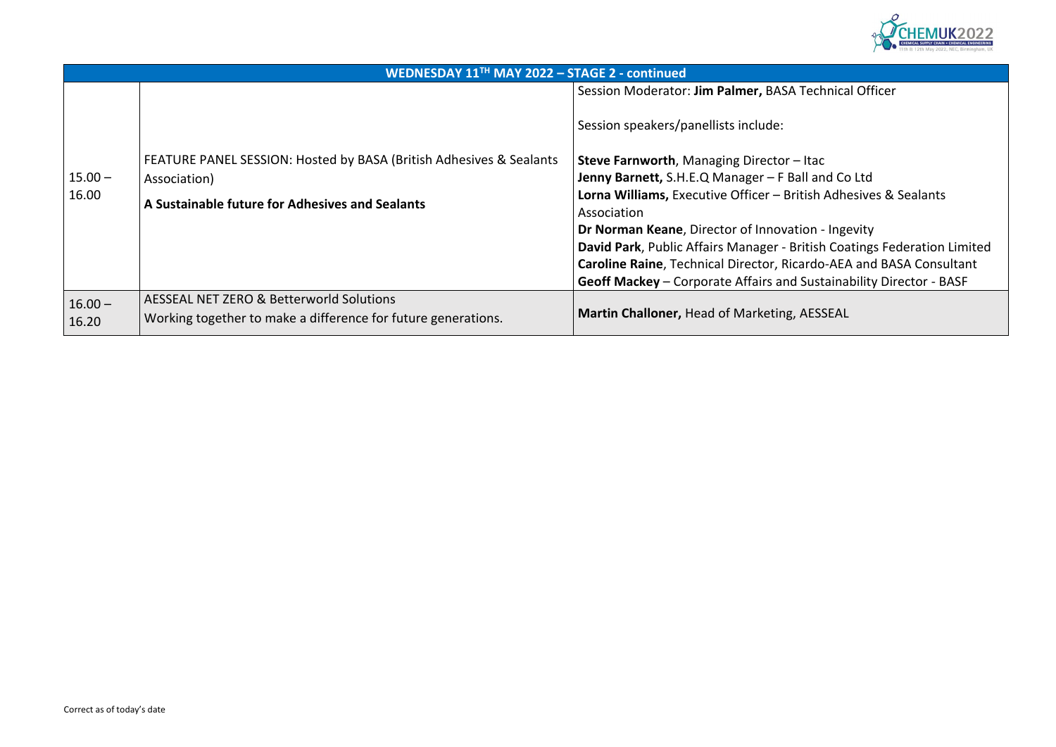| WEDNESDAY 11TH MAY 2022 – STAGE 2 - continued | | |
|---|---|---|
| 15.00 – 16.00 | FEATURE PANEL SESSION: Hosted by BASA (British Adhesives & Sealants Association)<br><br>**A Sustainable future for Adhesives and Sealants** | Session Moderator: **Jim Palmer,** BASA Technical Officer<br><br>Session speakers/panellists include:<br><br>**Steve Farnworth**, Managing Director – Itac<br>**Jenny Barnett,** S.H.E.Q Manager – F Ball and Co Ltd<br>**Lorna Williams,** Executive Officer – British Adhesives & Sealants Association<br>**Dr Norman Keane**, Director of Innovation - Ingevity<br>**David Park**, Public Affairs Manager - British Coatings Federation Limited<br>**Caroline Raine**, Technical Director, Ricardo-AEA and BASA Consultant<br>**Geoff Mackey** – Corporate Affairs and Sustainability Director - BASF |
| 16.00 – 16.20 | AESSEAL NET ZERO & Betterworld Solutions<br>Working together to make a difference for future generations. | **Martin Challoner,** Head of Marketing, AESSEAL |

Correct as of today's date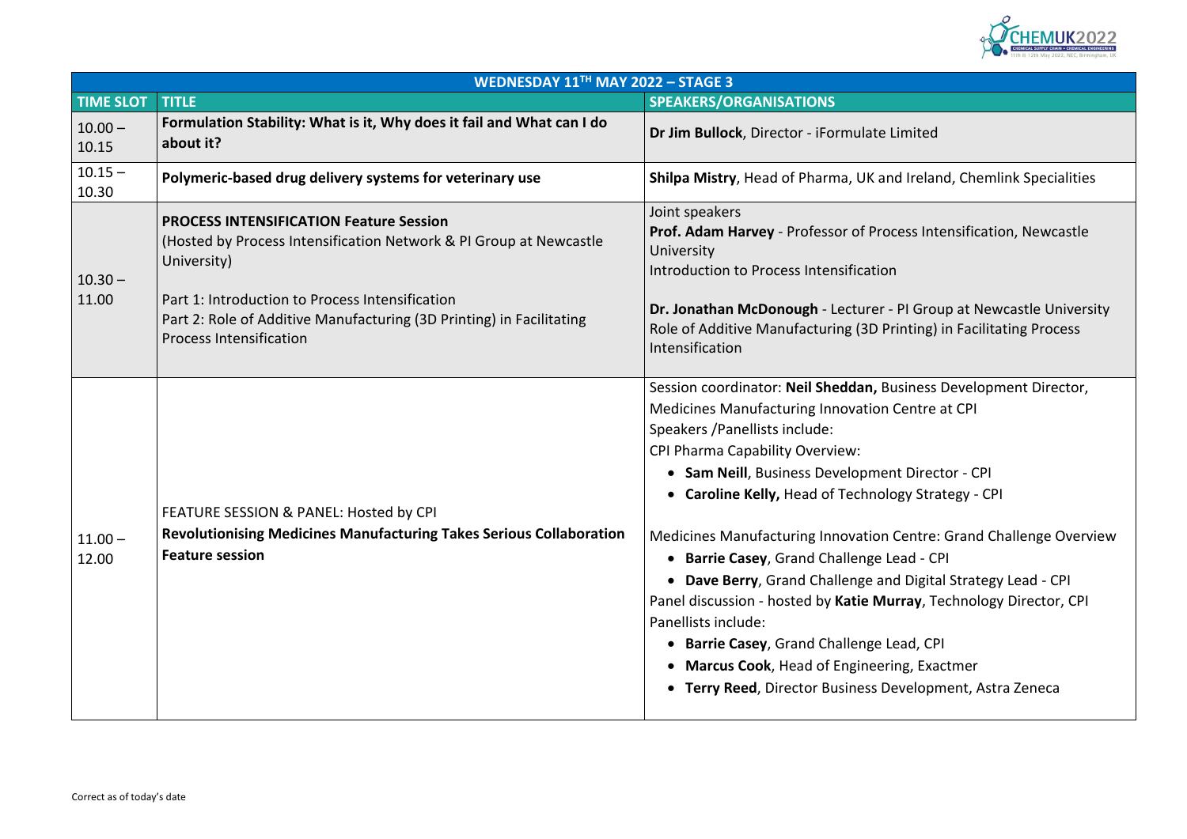| WEDNESDAY 11TH MAY 2022 – STAGE 3 | | |
|---|---|---|
| **TIME SLOT** | **TITLE** | **SPEAKERS/ORGANISATIONS** |
| 10.00 – 10.15 | **Formulation Stability: What is it, Why does it fail and What can I do about it?** | **Dr Jim Bullock**, Director - iFormulate Limited |
| 10.15 – 10.30 | **Polymeric-based drug delivery systems for veterinary use** | **Shilpa Mistry**, Head of Pharma, UK and Ireland, Chemlink Specialities |
| 10.30 – 11.00 | **PROCESS INTENSIFICATION Feature Session**<br>(Hosted by Process Intensification Network & PI Group at Newcastle University)<br><br>Part 1: Introduction to Process Intensification<br>Part 2: Role of Additive Manufacturing (3D Printing) in Facilitating Process Intensification | Joint speakers<br>**Prof. Adam Harvey** - Professor of Process Intensification, Newcastle University<br>Introduction to Process Intensification<br><br>**Dr. Jonathan McDonough** - Lecturer - PI Group at Newcastle University<br>Role of Additive Manufacturing (3D Printing) in Facilitating Process Intensification |
| 11.00 – 12.00 | FEATURE SESSION & PANEL: Hosted by CPI<br>**Revolutionising Medicines Manufacturing Takes Serious Collaboration Feature session** | Session coordinator: **Neil Sheddan,** Business Development Director, Medicines Manufacturing Innovation Centre at CPI<br>Speakers /Panellists include:<br>CPI Pharma Capability Overview:<br>• **Sam Neill**, Business Development Director - CPI<br>• **Caroline Kelly,** Head of Technology Strategy - CPI<br><br>Medicines Manufacturing Innovation Centre: Grand Challenge Overview<br>• **Barrie Casey**, Grand Challenge Lead - CPI<br>• **Dave Berry**, Grand Challenge and Digital Strategy Lead - CPI<br>Panel discussion - hosted by **Katie Murray**, Technology Director, CPI<br>Panellists include:<br>• **Barrie Casey**, Grand Challenge Lead, CPI<br>• **Marcus Cook**, Head of Engineering, Exactmer<br>• **Terry Reed**, Director Business Development, Astra Zeneca |

Correct as of today's date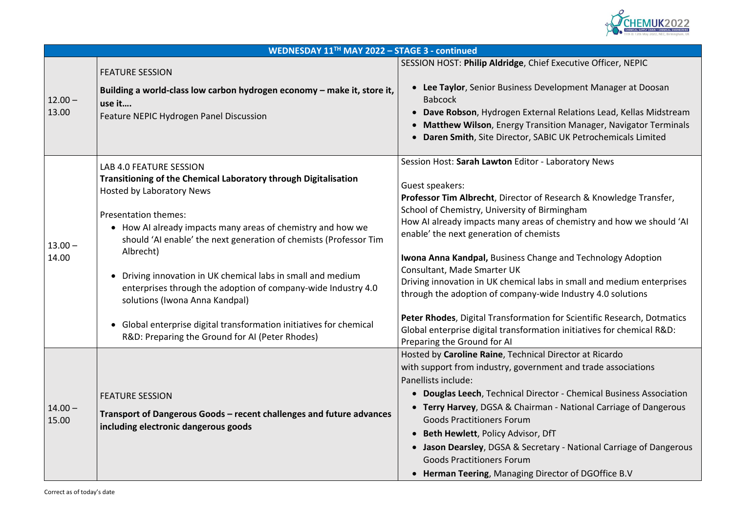| WEDNESDAY 11TH MAY 2022 – STAGE 3 - continued | | |
|---|---|---|
| 12.00 – 13.00 | FEATURE SESSION<br>**Building a world-class low carbon hydrogen economy – make it, store it, use it….**<br>Feature NEPIC Hydrogen Panel Discussion | SESSION HOST: **Philip Aldridge**, Chief Executive Officer, NEPIC<br>• **Lee Taylor**, Senior Business Development Manager at Doosan Babcock<br>• **Dave Robson**, Hydrogen External Relations Lead, Kellas Midstream<br>• **Matthew Wilson**, Energy Transition Manager, Navigator Terminals<br>• **Daren Smith**, Site Director, SABIC UK Petrochemicals Limited |
| 13.00 – 14.00 | LAB 4.0 FEATURE SESSION<br>**Transitioning of the Chemical Laboratory through Digitalisation**<br>Hosted by Laboratory News<br><br>Presentation themes:<br>• How AI already impacts many areas of chemistry and how we should 'AI enable' the next generation of chemists (Professor Tim Albrecht)<br>• Driving innovation in UK chemical labs in small and medium enterprises through the adoption of company-wide Industry 4.0 solutions (Iwona Anna Kandpal)<br>• Global enterprise digital transformation initiatives for chemical R&D: Preparing the Ground for AI (Peter Rhodes) | Session Host: **Sarah Lawton** Editor - Laboratory News<br><br>Guest speakers:<br>**Professor Tim Albrecht**, Director of Research & Knowledge Transfer, School of Chemistry, University of Birmingham<br>How AI already impacts many areas of chemistry and how we should 'AI enable' the next generation of chemists<br><br>**Iwona Anna Kandpal,** Business Change and Technology Adoption Consultant, Made Smarter UK<br>Driving innovation in UK chemical labs in small and medium enterprises through the adoption of company-wide Industry 4.0 solutions<br><br>**Peter Rhodes**, Digital Transformation for Scientific Research, Dotmatics<br>Global enterprise digital transformation initiatives for chemical R&D: Preparing the Ground for AI |
| 14.00 – 15.00 | FEATURE SESSION<br>**Transport of Dangerous Goods – recent challenges and future advances including electronic dangerous goods** | Hosted by **Caroline Raine**, Technical Director at Ricardo<br>with support from industry, government and trade associations<br>Panellists include:<br>• **Douglas Leech**, Technical Director - Chemical Business Association<br>• **Terry Harvey**, DGSA & Chairman - National Carriage of Dangerous Goods Practitioners Forum<br>• **Beth Hewlett**, Policy Advisor, DfT<br>• **Jason Dearsley**, DGSA & Secretary - National Carriage of Dangerous Goods Practitioners Forum<br>• **Herman Teering**, Managing Director of DGOffice B.V |

Correct as of today's date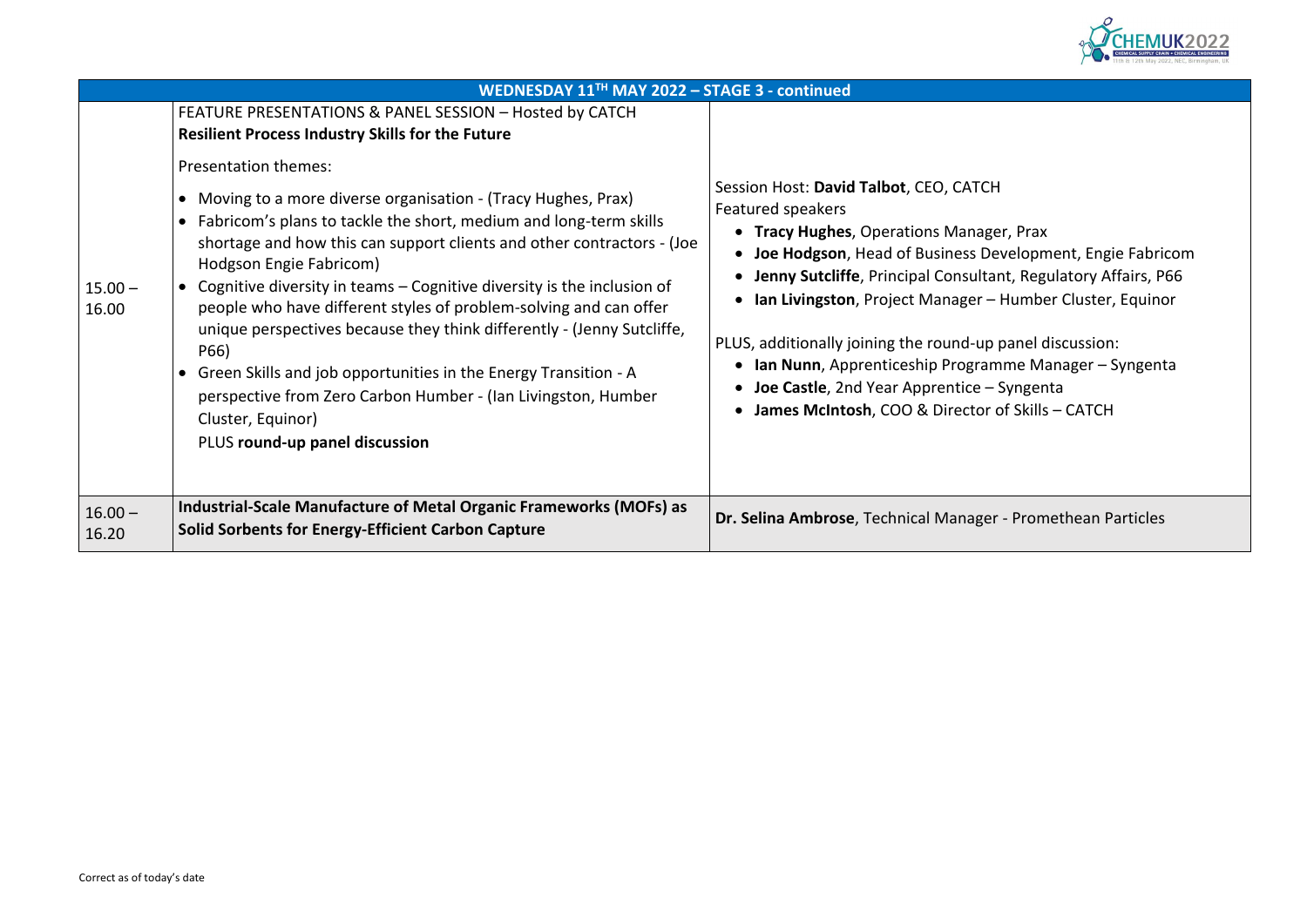| WEDNESDAY 11TH MAY 2022 – STAGE 3 - continued | | |
|---|---|---|
| 15.00 – 16.00 | FEATURE PRESENTATIONS & PANEL SESSION – Hosted by CATCH<br>**Resilient Process Industry Skills for the Future**<br><br>Presentation themes:<br>• Moving to a more diverse organisation - (Tracy Hughes, Prax)<br>• Fabricom's plans to tackle the short, medium and long-term skills shortage and how this can support clients and other contractors - (Joe Hodgson Engie Fabricom)<br>• Cognitive diversity in teams – Cognitive diversity is the inclusion of people who have different styles of problem-solving and can offer unique perspectives because they think differently - (Jenny Sutcliffe, P66)<br>• Green Skills and job opportunities in the Energy Transition - A perspective from Zero Carbon Humber - (Ian Livingston, Humber Cluster, Equinor)<br>PLUS **round-up panel discussion** | Session Host: **David Talbot**, CEO, CATCH<br>Featured speakers<br>• **Tracy Hughes**, Operations Manager, Prax<br>• **Joe Hodgson**, Head of Business Development, Engie Fabricom<br>• **Jenny Sutcliffe**, Principal Consultant, Regulatory Affairs, P66<br>• **Ian Livingston**, Project Manager – Humber Cluster, Equinor<br><br>PLUS, additionally joining the round-up panel discussion:<br>• **Ian Nunn**, Apprenticeship Programme Manager – Syngenta<br>• **Joe Castle**, 2nd Year Apprentice – Syngenta<br>• **James McIntosh**, COO & Director of Skills – CATCH |
| 16.00 – 16.20 | **Industrial-Scale Manufacture of Metal Organic Frameworks (MOFs) as Solid Sorbents for Energy-Efficient Carbon Capture** | **Dr. Selina Ambrose**, Technical Manager - Promethean Particles |

Correct as of today's date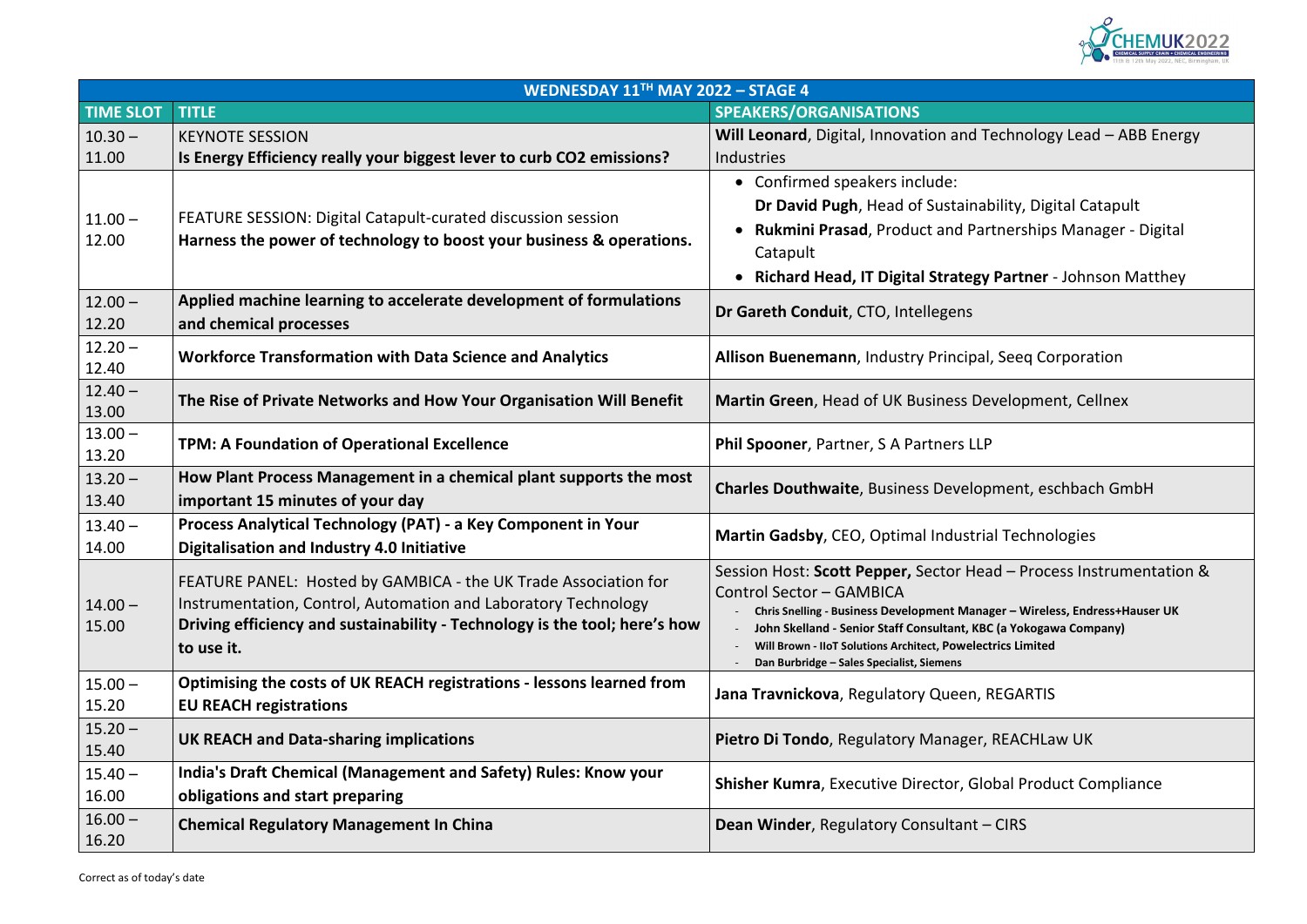| WEDNESDAY 11TH MAY 2022 – STAGE 4 | | |
|---|---|---|
| **TIME SLOT** | **TITLE** | **SPEAKERS/ORGANISATIONS** |
| 10.30 – 11.00 | KEYNOTE SESSION<br>**Is Energy Efficiency really your biggest lever to curb CO2 emissions?** | **Will Leonard**, Digital, Innovation and Technology Lead – ABB Energy Industries |
| 11.00 – 12.00 | FEATURE SESSION: Digital Catapult-curated discussion session<br>**Harness the power of technology to boost your business & operations.** | • Confirmed speakers include:<br>**Dr David Pugh**, Head of Sustainability, Digital Catapult<br>• **Rukmini Prasad**, Product and Partnerships Manager - Digital Catapult<br>• **Richard Head, IT Digital Strategy Partner** - Johnson Matthey |
| 12.00 – 12.20 | **Applied machine learning to accelerate development of formulations and chemical processes** | **Dr Gareth Conduit**, CTO, Intellegens |
| 12.20 – 12.40 | **Workforce Transformation with Data Science and Analytics** | **Allison Buenemann**, Industry Principal, Seeq Corporation |
| 12.40 – 13.00 | **The Rise of Private Networks and How Your Organisation Will Benefit** | **Martin Green**, Head of UK Business Development, Cellnex |
| 13.00 – 13.20 | **TPM: A Foundation of Operational Excellence** | **Phil Spooner**, Partner, S A Partners LLP |
| 13.20 – 13.40 | **How Plant Process Management in a chemical plant supports the most important 15 minutes of your day** | **Charles Douthwaite**, Business Development, eschbach GmbH |
| 13.40 – 14.00 | **Process Analytical Technology (PAT) - a Key Component in Your Digitalisation and Industry 4.0 Initiative** | **Martin Gadsby**, CEO, Optimal Industrial Technologies |
| 14.00 – 15.00 | FEATURE PANEL: Hosted by GAMBICA - the UK Trade Association for Instrumentation, Control, Automation and Laboratory Technology<br>**Driving efficiency and sustainability - Technology is the tool; here's how to use it.** | Session Host: **Scott Pepper,** Sector Head – Process Instrumentation & Control Sector – GAMBICA<br>- **Chris Snelling - Business Development Manager – Wireless, Endress+Hauser UK**<br>- **John Skelland - Senior Staff Consultant, KBC (a Yokogawa Company)**<br>- **Will Brown - IIoT Solutions Architect, Powelectrics Limited**<br>- **Dan Burbridge – Sales Specialist, Siemens** |
| 15.00 – 15.20 | **Optimising the costs of UK REACH registrations - lessons learned from EU REACH registrations** | **Jana Travnickova**, Regulatory Queen, REGARTIS |
| 15.20 – 15.40 | **UK REACH and Data-sharing implications** | **Pietro Di Tondo**, Regulatory Manager, REACHLaw UK |
| 15.40 – 16.00 | **India's Draft Chemical (Management and Safety) Rules: Know your obligations and start preparing** | **Shisher Kumra**, Executive Director, Global Product Compliance |
| 16.00 – 16.20 | **Chemical Regulatory Management In China** | **Dean Winder**, Regulatory Consultant – CIRS |

Correct as of today's date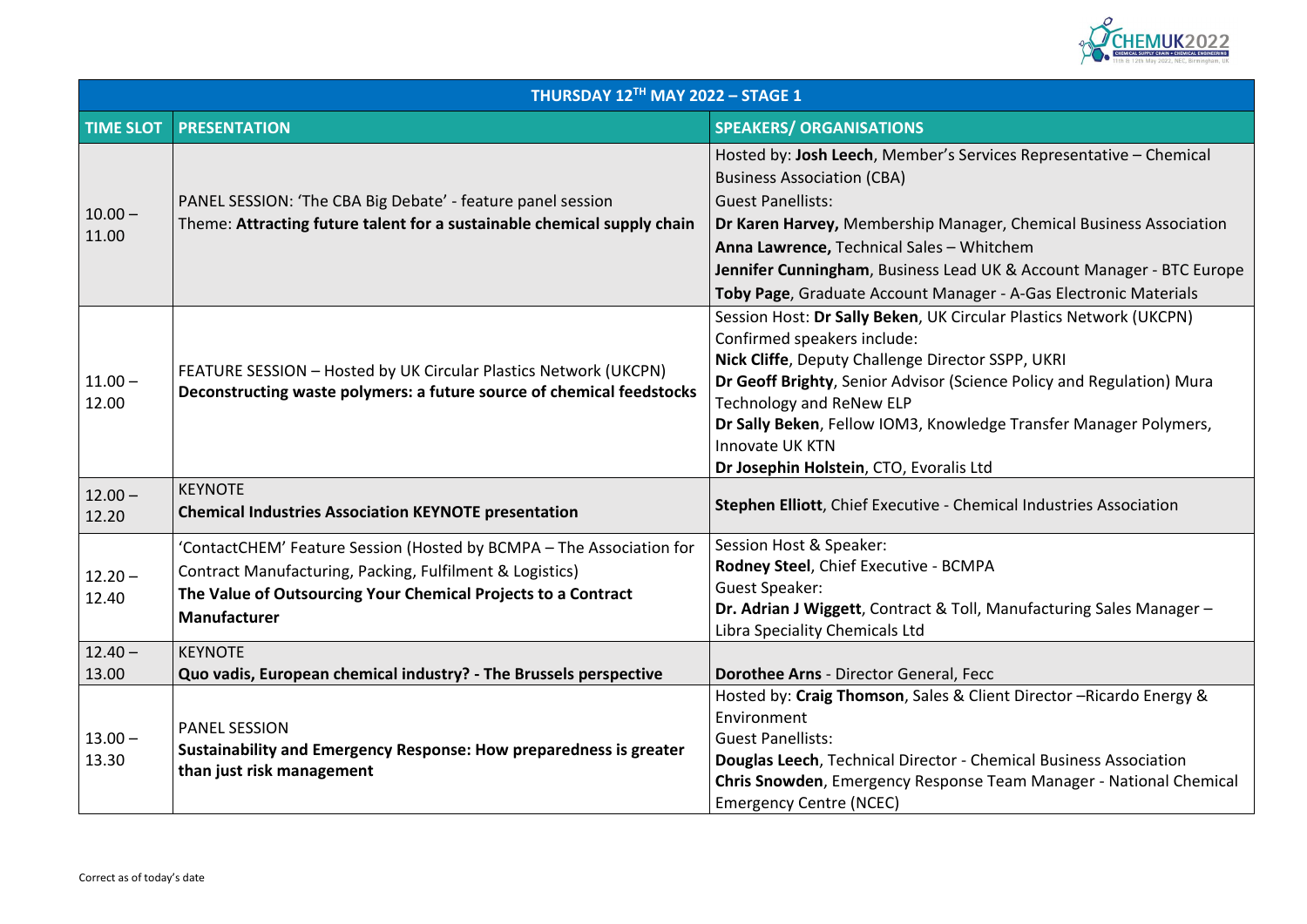| THURSDAY 12TH MAY 2022 – STAGE 1 | | |
|---|---|---|
| **TIME SLOT** | **PRESENTATION** | **SPEAKERS/ ORGANISATIONS** |
| 10.00 – 11.00 | PANEL SESSION: 'The CBA Big Debate' - feature panel session<br>Theme: **Attracting future talent for a sustainable chemical supply chain** | Hosted by: **Josh Leech**, Member's Services Representative – Chemical Business Association (CBA)<br>Guest Panellists:<br>**Dr Karen Harvey,** Membership Manager, Chemical Business Association<br>**Anna Lawrence,** Technical Sales – Whitchem<br>**Jennifer Cunningham**, Business Lead UK & Account Manager - BTC Europe<br>**Toby Page**, Graduate Account Manager - A-Gas Electronic Materials |
| 11.00 – 12.00 | FEATURE SESSION – Hosted by UK Circular Plastics Network (UKCPN)<br>**Deconstructing waste polymers: a future source of chemical feedstocks** | Session Host: **Dr Sally Beken**, UK Circular Plastics Network (UKCPN)<br>Confirmed speakers include:<br>**Nick Cliffe**, Deputy Challenge Director SSPP, UKRI<br>**Dr Geoff Brighty**, Senior Advisor (Science Policy and Regulation) Mura Technology and ReNew ELP<br>**Dr Sally Beken**, Fellow IOM3, Knowledge Transfer Manager Polymers, Innovate UK KTN<br>**Dr Josephin Holstein**, CTO, Evoralis Ltd |
| 12.00 – 12.20 | KEYNOTE<br>**Chemical Industries Association KEYNOTE presentation** | **Stephen Elliott**, Chief Executive - Chemical Industries Association |
| 12.20 – 12.40 | 'ContactCHEM' Feature Session (Hosted by BCMPA – The Association for Contract Manufacturing, Packing, Fulfilment & Logistics)<br>**The Value of Outsourcing Your Chemical Projects to a Contract Manufacturer** | Session Host & Speaker:<br>**Rodney Steel**, Chief Executive - BCMPA<br>Guest Speaker:<br>**Dr. Adrian J Wiggett**, Contract & Toll, Manufacturing Sales Manager – Libra Speciality Chemicals Ltd |
| 12.40 – 13.00 | KEYNOTE<br>**Quo vadis, European chemical industry? - The Brussels perspective** | **Dorothee Arns** - Director General, Fecc |
| 13.00 – 13.30 | PANEL SESSION<br>**Sustainability and Emergency Response: How preparedness is greater than just risk management** | Hosted by: **Craig Thomson**, Sales & Client Director –Ricardo Energy & Environment<br>Guest Panellists:<br>**Douglas Leech**, Technical Director - Chemical Business Association<br>**Chris Snowden**, Emergency Response Team Manager - National Chemical Emergency Centre (NCEC) |

Correct as of today's date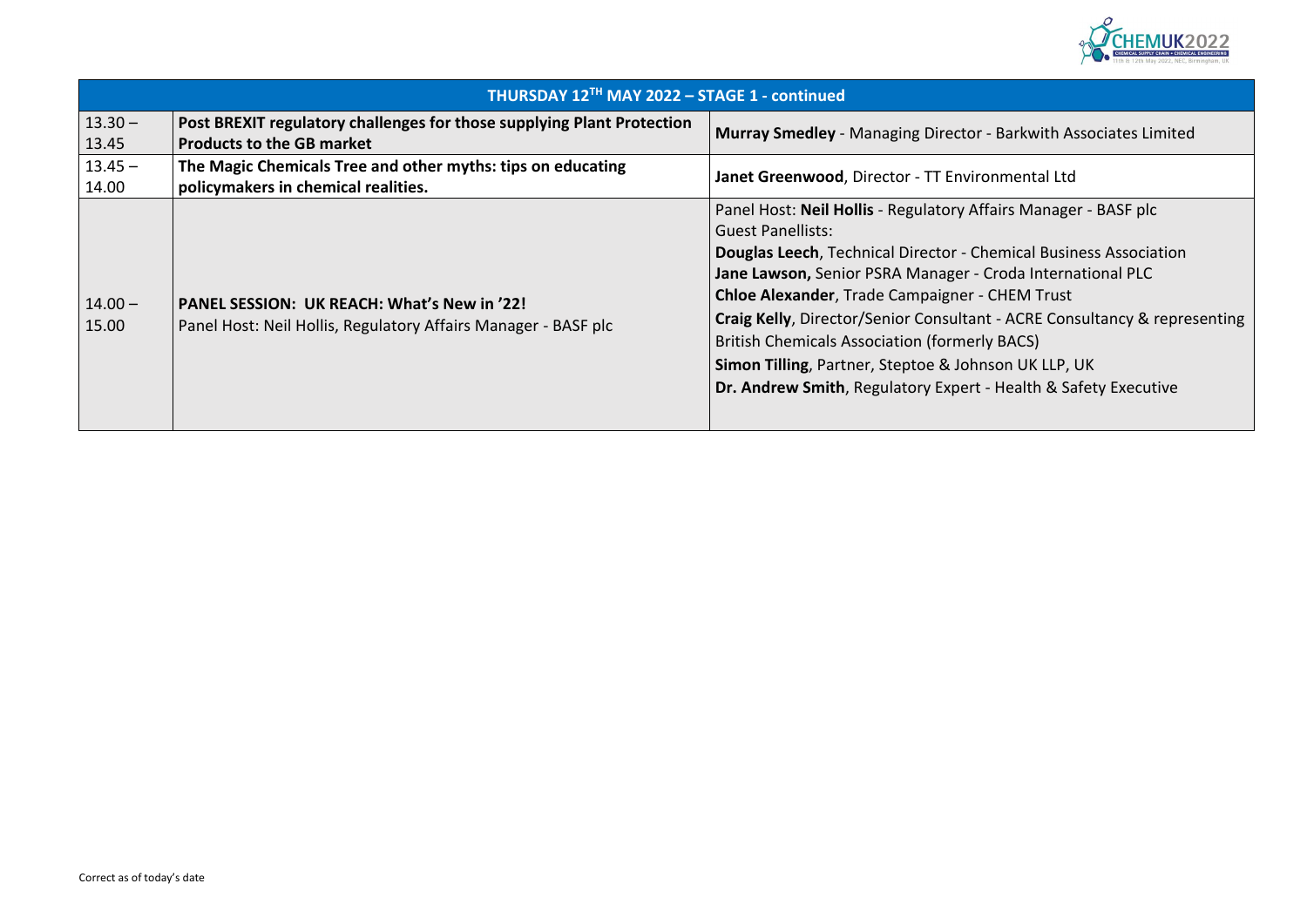| THURSDAY 12TH MAY 2022 – STAGE 1 - continued | | |
|---|---|---|
| 13.30 – 13.45 | **Post BREXIT regulatory challenges for those supplying Plant Protection Products to the GB market** | **Murray Smedley** - Managing Director - Barkwith Associates Limited |
| 13.45 – 14.00 | **The Magic Chemicals Tree and other myths: tips on educating policymakers in chemical realities.** | **Janet Greenwood**, Director - TT Environmental Ltd |
| 14.00 – 15.00 | **PANEL SESSION: UK REACH: What's New in '22!** Panel Host: Neil Hollis, Regulatory Affairs Manager - BASF plc | Panel Host: **Neil Hollis** - Regulatory Affairs Manager - BASF plc<br>Guest Panellists:<br>**Douglas Leech**, Technical Director - Chemical Business Association<br>**Jane Lawson,** Senior PSRA Manager - Croda International PLC<br>**Chloe Alexander**, Trade Campaigner - CHEM Trust<br>**Craig Kelly**, Director/Senior Consultant - ACRE Consultancy & representing British Chemicals Association (formerly BACS)<br>**Simon Tilling**, Partner, Steptoe & Johnson UK LLP, UK<br>**Dr. Andrew Smith**, Regulatory Expert - Health & Safety Executive |

Correct as of today's date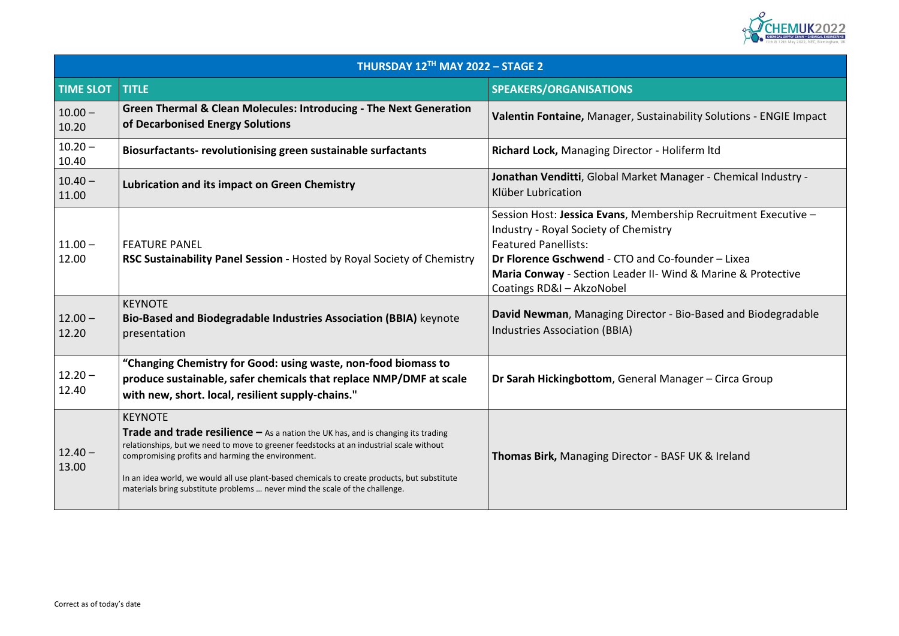| THURSDAY 12TH MAY 2022 – STAGE 2 | | |
|---|---|---|
| **TIME SLOT** | **TITLE** | **SPEAKERS/ORGANISATIONS** |
| 10.00 – 10.20 | **Green Thermal & Clean Molecules: Introducing - The Next Generation of Decarbonised Energy Solutions** | **Valentin Fontaine,** Manager, Sustainability Solutions - ENGIE Impact |
| 10.20 – 10.40 | **Biosurfactants- revolutionising green sustainable surfactants** | **Richard Lock,** Managing Director - Holiferm ltd |
| 10.40 – 11.00 | **Lubrication and its impact on Green Chemistry** | **Jonathan Venditti**, Global Market Manager - Chemical Industry - Klüber Lubrication |
| 11.00 – 12.00 | FEATURE PANEL<br>**RSC Sustainability Panel Session -** Hosted by Royal Society of Chemistry | Session Host: **Jessica Evans**, Membership Recruitment Executive – Industry - Royal Society of Chemistry<br>Featured Panellists:<br>**Dr Florence Gschwend** - CTO and Co-founder – Lixea<br>**Maria Conway** - Section Leader II- Wind & Marine & Protective Coatings RD&I – AkzoNobel |
| 12.00 – 12.20 | KEYNOTE<br>**Bio-Based and Biodegradable Industries Association (BBIA)** keynote presentation | **David Newman**, Managing Director - Bio-Based and Biodegradable Industries Association (BBIA) |
| 12.20 – 12.40 | **"Changing Chemistry for Good: using waste, non-food biomass to produce sustainable, safer chemicals that replace NMP/DMF at scale with new, short. local, resilient supply-chains."** | **Dr Sarah Hickingbottom**, General Manager – Circa Group |
| 12.40 – 13.00 | KEYNOTE<br>**Trade and trade resilience –** As a nation the UK has, and is changing its trading relationships, but we need to move to greener feedstocks at an industrial scale without compromising profits and harming the environment.<br>In an idea world, we would all use plant-based chemicals to create products, but substitute materials bring substitute problems … never mind the scale of the challenge. | **Thomas Birk,** Managing Director - BASF UK & Ireland |

Correct as of today's date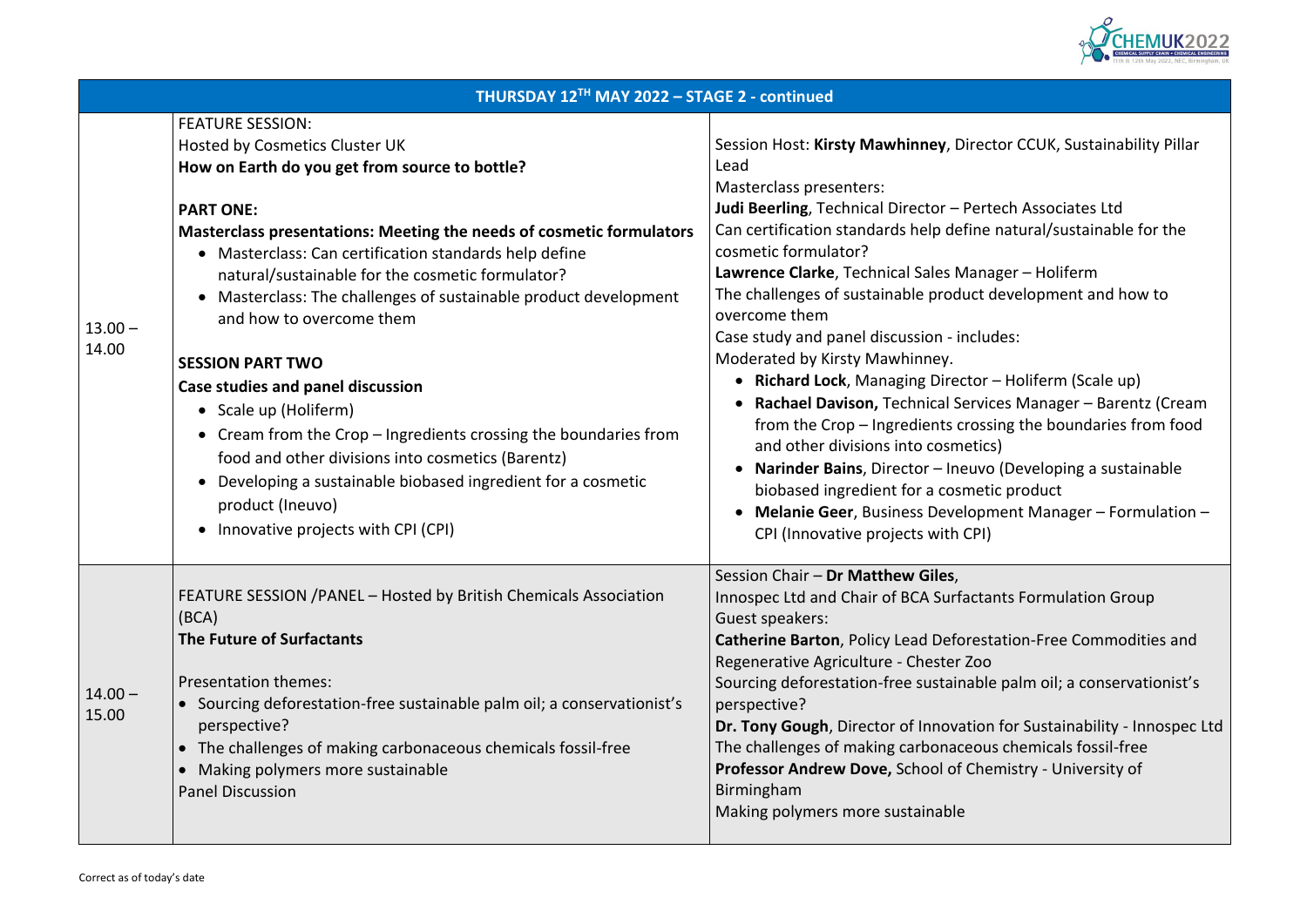| THURSDAY 12TH MAY 2022 – STAGE 2 - continued | | |
|---|---|---|
| 13.00 – 14.00 | FEATURE SESSION:<br>Hosted by Cosmetics Cluster UK<br>**How on Earth do you get from source to bottle?**<br><br>**PART ONE:**<br>**Masterclass presentations: Meeting the needs of cosmetic formulators**<br>• Masterclass: Can certification standards help define natural/sustainable for the cosmetic formulator?<br>• Masterclass: The challenges of sustainable product development and how to overcome them<br><br>**SESSION PART TWO**<br>**Case studies and panel discussion**<br>• Scale up (Holiferm)<br>• Cream from the Crop – Ingredients crossing the boundaries from food and other divisions into cosmetics (Barentz)<br>• Developing a sustainable biobased ingredient for a cosmetic product (Ineuvo)<br>• Innovative projects with CPI (CPI) | Session Host: **Kirsty Mawhinney**, Director CCUK, Sustainability Pillar Lead<br>Masterclass presenters:<br>**Judi Beerling**, Technical Director – Pertech Associates Ltd<br>Can certification standards help define natural/sustainable for the cosmetic formulator?<br>**Lawrence Clarke**, Technical Sales Manager – Holiferm<br>The challenges of sustainable product development and how to overcome them<br>Case study and panel discussion - includes:<br>Moderated by Kirsty Mawhinney.<br>• **Richard Lock**, Managing Director – Holiferm (Scale up)<br>• **Rachael Davison,** Technical Services Manager – Barentz (Cream from the Crop – Ingredients crossing the boundaries from food and other divisions into cosmetics)<br>• **Narinder Bains**, Director – Ineuvo (Developing a sustainable biobased ingredient for a cosmetic product<br>• **Melanie Geer**, Business Development Manager – Formulation – CPI (Innovative projects with CPI) |
| 14.00 – 15.00 | FEATURE SESSION /PANEL – Hosted by British Chemicals Association (BCA)<br>**The Future of Surfactants**<br><br>Presentation themes:<br>• Sourcing deforestation-free sustainable palm oil; a conservationist's perspective?<br>• The challenges of making carbonaceous chemicals fossil-free<br>• Making polymers more sustainable<br>Panel Discussion | Session Chair – **Dr Matthew Giles**,<br>Innospec Ltd and Chair of BCA Surfactants Formulation Group<br>Guest speakers:<br>**Catherine Barton**, Policy Lead Deforestation-Free Commodities and Regenerative Agriculture - Chester Zoo<br>Sourcing deforestation-free sustainable palm oil; a conservationist's perspective?<br>**Dr. Tony Gough**, Director of Innovation for Sustainability - Innospec Ltd<br>The challenges of making carbonaceous chemicals fossil-free<br>**Professor Andrew Dove,** School of Chemistry - University of Birmingham<br>Making polymers more sustainable |

Correct as of today's date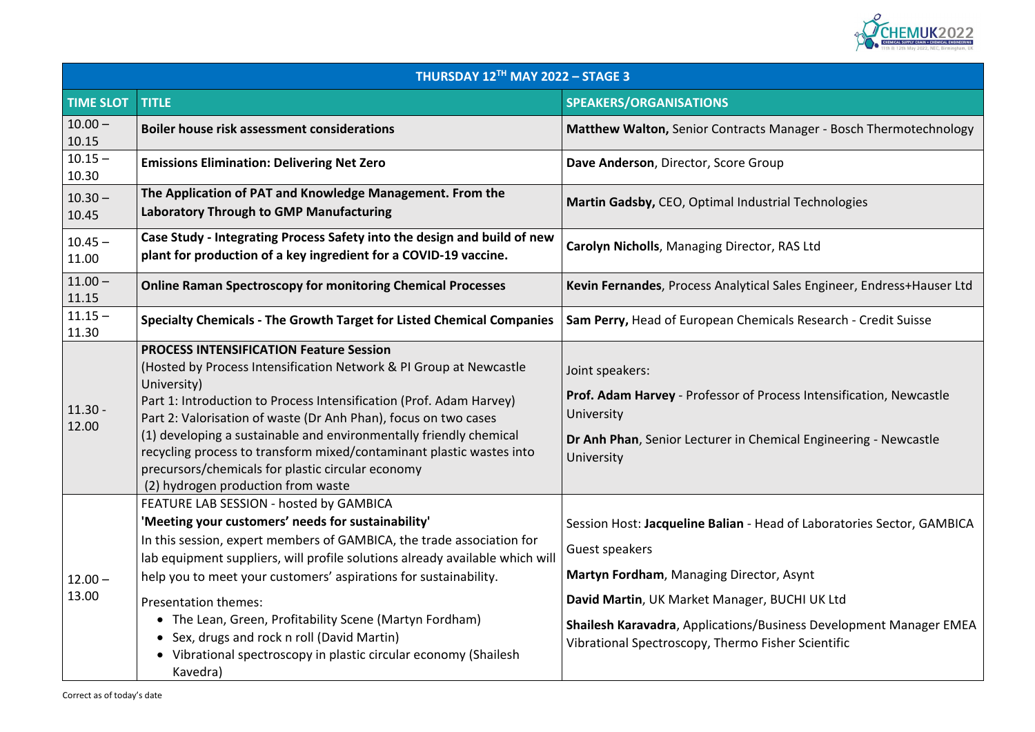| THURSDAY 12TH MAY 2022 – STAGE 3 | | |
|---|---|---|
| **TIME SLOT** | **TITLE** | **SPEAKERS/ORGANISATIONS** |
| 10.00 – 10.15 | **Boiler house risk assessment considerations** | **Matthew Walton,** Senior Contracts Manager - Bosch Thermotechnology |
| 10.15 – 10.30 | **Emissions Elimination: Delivering Net Zero** | **Dave Anderson**, Director, Score Group |
| 10.30 – 10.45 | **The Application of PAT and Knowledge Management. From the Laboratory Through to GMP Manufacturing** | **Martin Gadsby,** CEO, Optimal Industrial Technologies |
| 10.45 – 11.00 | **Case Study - Integrating Process Safety into the design and build of new plant for production of a key ingredient for a COVID-19 vaccine.** | **Carolyn Nicholls**, Managing Director, RAS Ltd |
| 11.00 – 11.15 | **Online Raman Spectroscopy for monitoring Chemical Processes** | **Kevin Fernandes**, Process Analytical Sales Engineer, Endress+Hauser Ltd |
| 11.15 – 11.30 | **Specialty Chemicals - The Growth Target for Listed Chemical Companies** | **Sam Perry,** Head of European Chemicals Research - Credit Suisse |
| 11.30 - 12.00 | **PROCESS INTENSIFICATION Feature Session**<br>(Hosted by Process Intensification Network & PI Group at Newcastle University)<br>Part 1: Introduction to Process Intensification (Prof. Adam Harvey)<br>Part 2: Valorisation of waste (Dr Anh Phan), focus on two cases<br>(1) developing a sustainable and environmentally friendly chemical recycling process to transform mixed/contaminant plastic wastes into precursors/chemicals for plastic circular economy<br>(2) hydrogen production from waste | Joint speakers:<br>**Prof. Adam Harvey** - Professor of Process Intensification, Newcastle University<br>**Dr Anh Phan**, Senior Lecturer in Chemical Engineering - Newcastle University |
| 12.00 – 13.00 | FEATURE LAB SESSION - hosted by GAMBICA<br>**'Meeting your customers' needs for sustainability'**<br>In this session, expert members of GAMBICA, the trade association for lab equipment suppliers, will profile solutions already available which will help you to meet your customers' aspirations for sustainability.<br>Presentation themes:<br>• The Lean, Green, Profitability Scene (Martyn Fordham)<br>• Sex, drugs and rock n roll (David Martin)<br>• Vibrational spectroscopy in plastic circular economy (Shailesh Kavedra) | Session Host: **Jacqueline Balian** - Head of Laboratories Sector, GAMBICA<br>Guest speakers<br>**Martyn Fordham**, Managing Director, Asynt<br>**David Martin**, UK Market Manager, BUCHI UK Ltd<br>**Shailesh Karavadra**, Applications/Business Development Manager EMEA Vibrational Spectroscopy, Thermo Fisher Scientific |

Correct as of today's date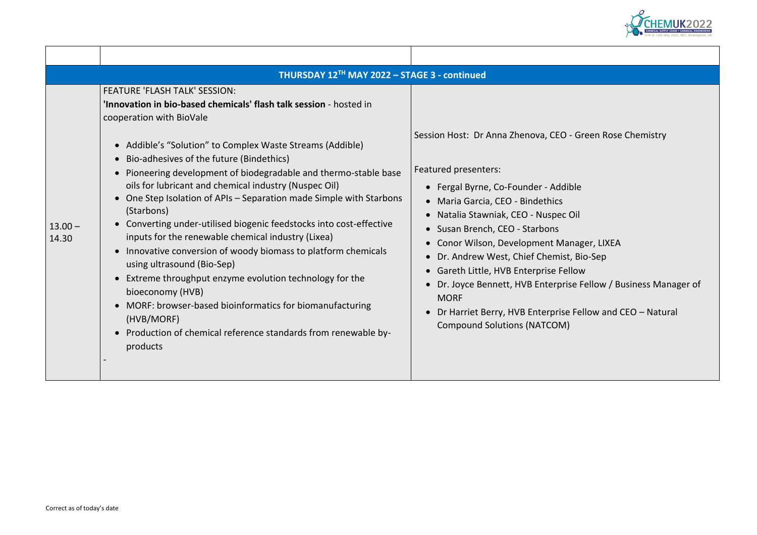| | | |
|---|---|---|
| **THURSDAY 12TH MAY 2022 – STAGE 3 - continued** | | |
| 13.00 – 14.30 | FEATURE 'FLASH TALK' SESSION:<br>**'Innovation in bio-based chemicals' flash talk session** - hosted in cooperation with BioVale<br><br>• Addible's "Solution" to Complex Waste Streams (Addible)<br>• Bio-adhesives of the future (Bindethics)<br>• Pioneering development of biodegradable and thermo-stable base oils for lubricant and chemical industry (Nuspec Oil)<br>• One Step Isolation of APIs – Separation made Simple with Starbons (Starbons)<br>• Converting under-utilised biogenic feedstocks into cost-effective inputs for the renewable chemical industry (Lixea)<br>• Innovative conversion of woody biomass to platform chemicals using ultrasound (Bio-Sep)<br>• Extreme throughput enzyme evolution technology for the bioeconomy (HVB)<br>• MORF: browser-based bioinformatics for biomanufacturing (HVB/MORF)<br>• Production of chemical reference standards from renewable by-products<br><br>- | Session Host: Dr Anna Zhenova, CEO - Green Rose Chemistry<br><br>Featured presenters:<br>• Fergal Byrne, Co-Founder - Addible<br>• Maria Garcia, CEO - Bindethics<br>• Natalia Stawniak, CEO - Nuspec Oil<br>• Susan Brench, CEO - Starbons<br>• Conor Wilson, Development Manager, LIXEA<br>• Dr. Andrew West, Chief Chemist, Bio-Sep<br>• Gareth Little, HVB Enterprise Fellow<br>• Dr. Joyce Bennett, HVB Enterprise Fellow / Business Manager of MORF<br>• Dr Harriet Berry, HVB Enterprise Fellow and CEO – Natural Compound Solutions (NATCOM) |

Correct as of today's date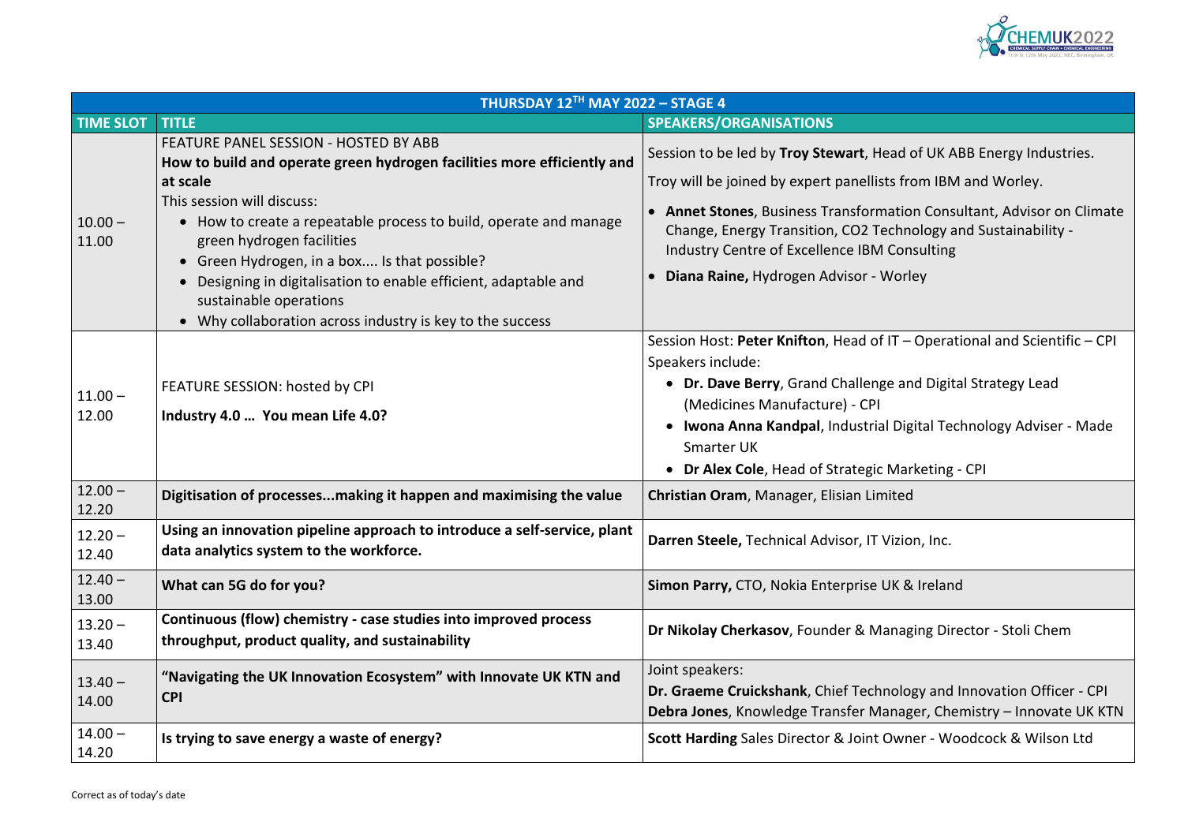| THURSDAY 12TH MAY 2022 – STAGE 4 | | |
|---|---|---|
| **TIME SLOT** | **TITLE** | **SPEAKERS/ORGANISATIONS** |
| 10.00 – 11.00 | FEATURE PANEL SESSION - HOSTED BY ABB<br>**How to build and operate green hydrogen facilities more efficiently and at scale**<br>This session will discuss:<br>• How to create a repeatable process to build, operate and manage green hydrogen facilities<br>• Green Hydrogen, in a box.... Is that possible?<br>• Designing in digitalisation to enable efficient, adaptable and sustainable operations<br>• Why collaboration across industry is key to the success | Session to be led by **Troy Stewart**, Head of UK ABB Energy Industries.<br>Troy will be joined by expert panellists from IBM and Worley.<br>• **Annet Stones**, Business Transformation Consultant, Advisor on Climate Change, Energy Transition, CO2 Technology and Sustainability - Industry Centre of Excellence IBM Consulting<br>• **Diana Raine,** Hydrogen Advisor - Worley |
| 11.00 – 12.00 | FEATURE SESSION: hosted by CPI<br>**Industry 4.0 … You mean Life 4.0?** | Session Host: **Peter Knifton**, Head of IT – Operational and Scientific – CPI<br>Speakers include:<br>• **Dr. Dave Berry**, Grand Challenge and Digital Strategy Lead (Medicines Manufacture) - CPI<br>• **Iwona Anna Kandpal**, Industrial Digital Technology Adviser - Made Smarter UK<br>• **Dr Alex Cole**, Head of Strategic Marketing - CPI |
| 12.00 – 12.20 | **Digitisation of processes...making it happen and maximising the value** | **Christian Oram**, Manager, Elisian Limited |
| 12.20 – 12.40 | **Using an innovation pipeline approach to introduce a self-service, plant data analytics system to the workforce.** | **Darren Steele,** Technical Advisor, IT Vizion, Inc. |
| 12.40 – 13.00 | **What can 5G do for you?** | **Simon Parry,** CTO, Nokia Enterprise UK & Ireland |
| 13.20 – 13.40 | **Continuous (flow) chemistry - case studies into improved process throughput, product quality, and sustainability** | **Dr Nikolay Cherkasov**, Founder & Managing Director - Stoli Chem |
| 13.40 – 14.00 | **"Navigating the UK Innovation Ecosystem" with Innovate UK KTN and CPI** | Joint speakers:<br>**Dr. Graeme Cruickshank**, Chief Technology and Innovation Officer - CPI<br>**Debra Jones**, Knowledge Transfer Manager, Chemistry – Innovate UK KTN |
| 14.00 – 14.20 | **Is trying to save energy a waste of energy?** | **Scott Harding** Sales Director & Joint Owner - Woodcock & Wilson Ltd |

Correct as of today's date